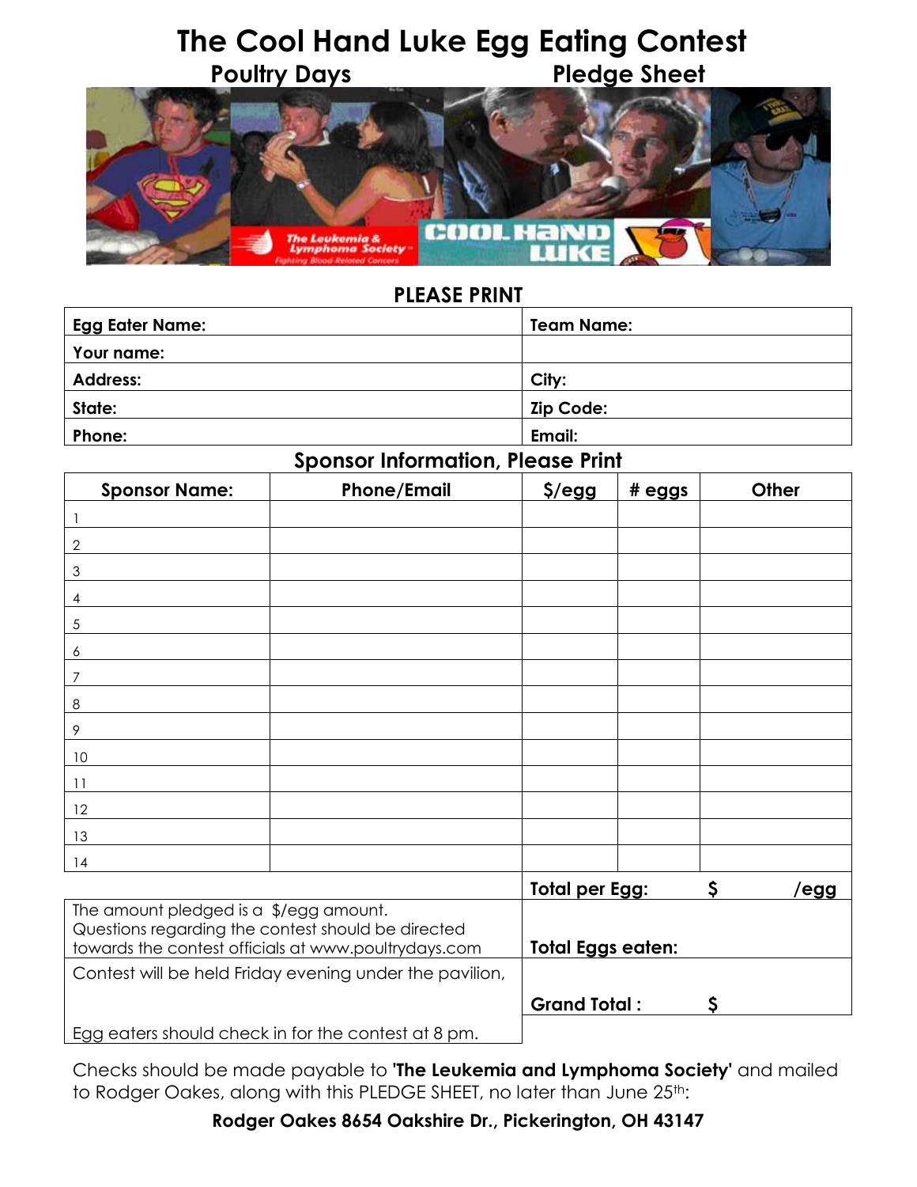# The Cool Hand Luke Egg Eating Contest

## Poultry Days Pledge Sheet

**PLEASE PRINT**

| **Egg Eater Name:** | **Team Name:** |
|---|---|
| **Your name:** | |
| **Address:** | **City:** |
| **State:** | **Zip Code:** |
| **Phone:** | **Email:** |

### Sponsor Information, Please Print

| Sponsor Name: | Phone/Email | $/egg | # eggs | Other |
|---|---|---|---|---|
| 1 | | | | |
| 2 | | | | |
| 3 | | | | |
| 4 | | | | |
| 5 | | | | |
| 6 | | | | |
| 7 | | | | |
| 8 | | | | |
| 9 | | | | |
| 10 | | | | |
| 11 | | | | |
| 12 | | | | |
| 13 | | | | |
| 14 | | | | |

| | |
|---|---|
| | **Total per Egg:** $ /egg |
| The amount pledged is a $/egg amount. Questions regarding the contest should be directed towards the contest officials at www.poultrydays.com | **Total Eggs eaten:** |
| Contest will be held Friday evening under the pavilion, Egg eaters should check in for the contest at 8 pm. | **Grand Total :** $ |

Checks should be made payable to **'The Leukemia and Lymphoma Society'** and mailed to Rodger Oakes, along with this PLEDGE SHEET, no later than June 25th:

**Rodger Oakes 8654 Oakshire Dr., Pickerington, OH 43147**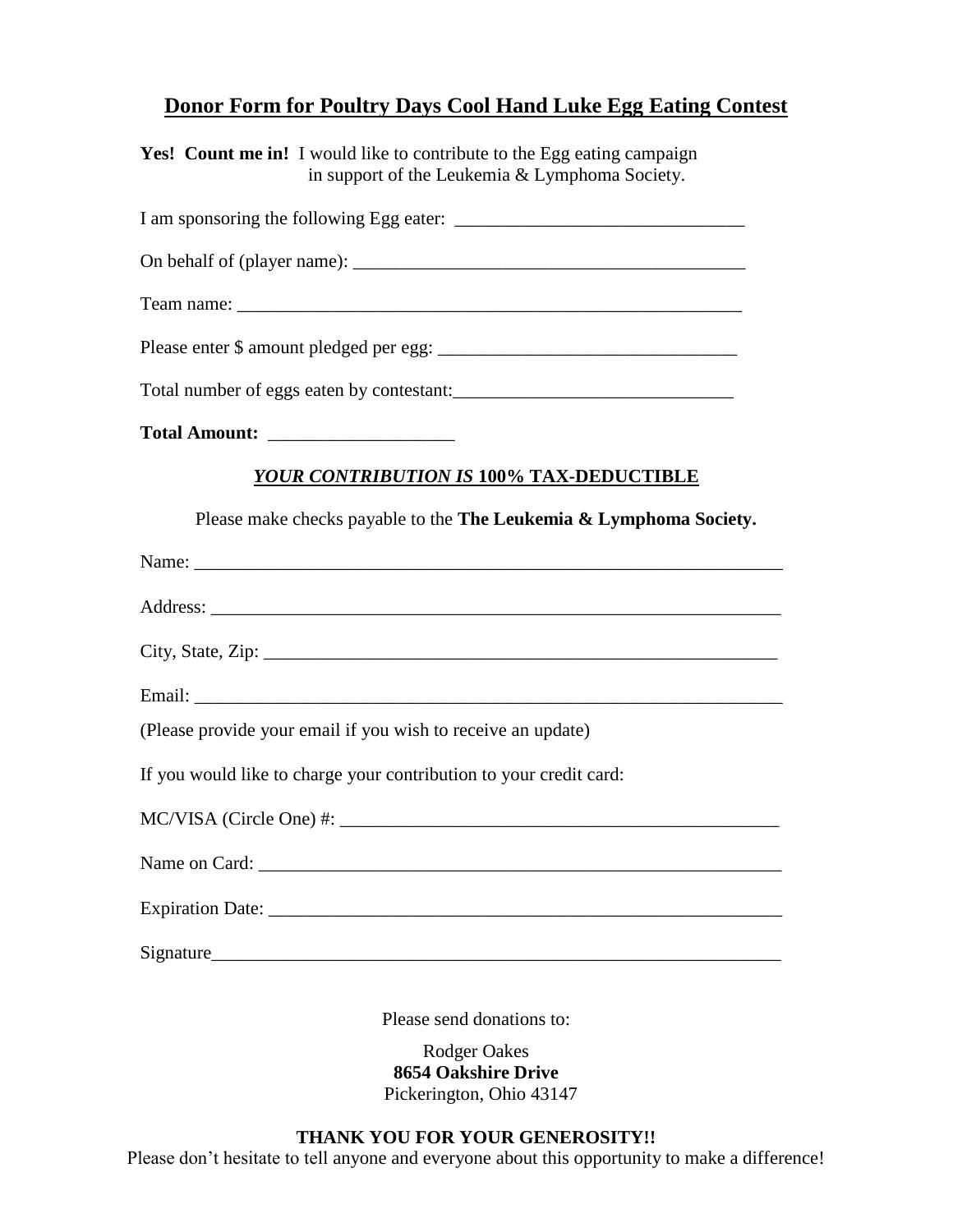## **Donor Form for Poultry Days Cool Hand Luke Egg Eating Contest**

**Yes! Count me in!** I would like to contribute to the Egg eating campaign in support of the Leukemia & Lymphoma Society.

I am sponsoring the following Egg eater: ______________________________

On behalf of (player name): ________________________________________

Team name: ______________________________________________________

Please enter $ amount pledged per egg: _______________________________

Total number of eggs eaten by contestant:_____________________________

**Total Amount:** ___________________

***YOUR CONTRIBUTION IS* 100% TAX-DEDUCTIBLE**

Please make checks payable to the **The Leukemia & Lymphoma Society.**

Name: ______________________________________________________________

Address: ____________________________________________________________

City, State, Zip: ______________________________________________________

Email: ______________________________________________________________

(Please provide your email if you wish to receive an update)

If you would like to charge your contribution to your credit card:

MC/VISA (Circle One) #: ______________________________________________

Name on Card: _______________________________________________________

Expiration Date: ______________________________________________________

Signature____________________________________________________________

Please send donations to:

Rodger Oakes
**8654 Oakshire Drive**
Pickerington, Ohio 43147

**THANK YOU FOR YOUR GENEROSITY!!**

Please don't hesitate to tell anyone and everyone about this opportunity to make a difference!